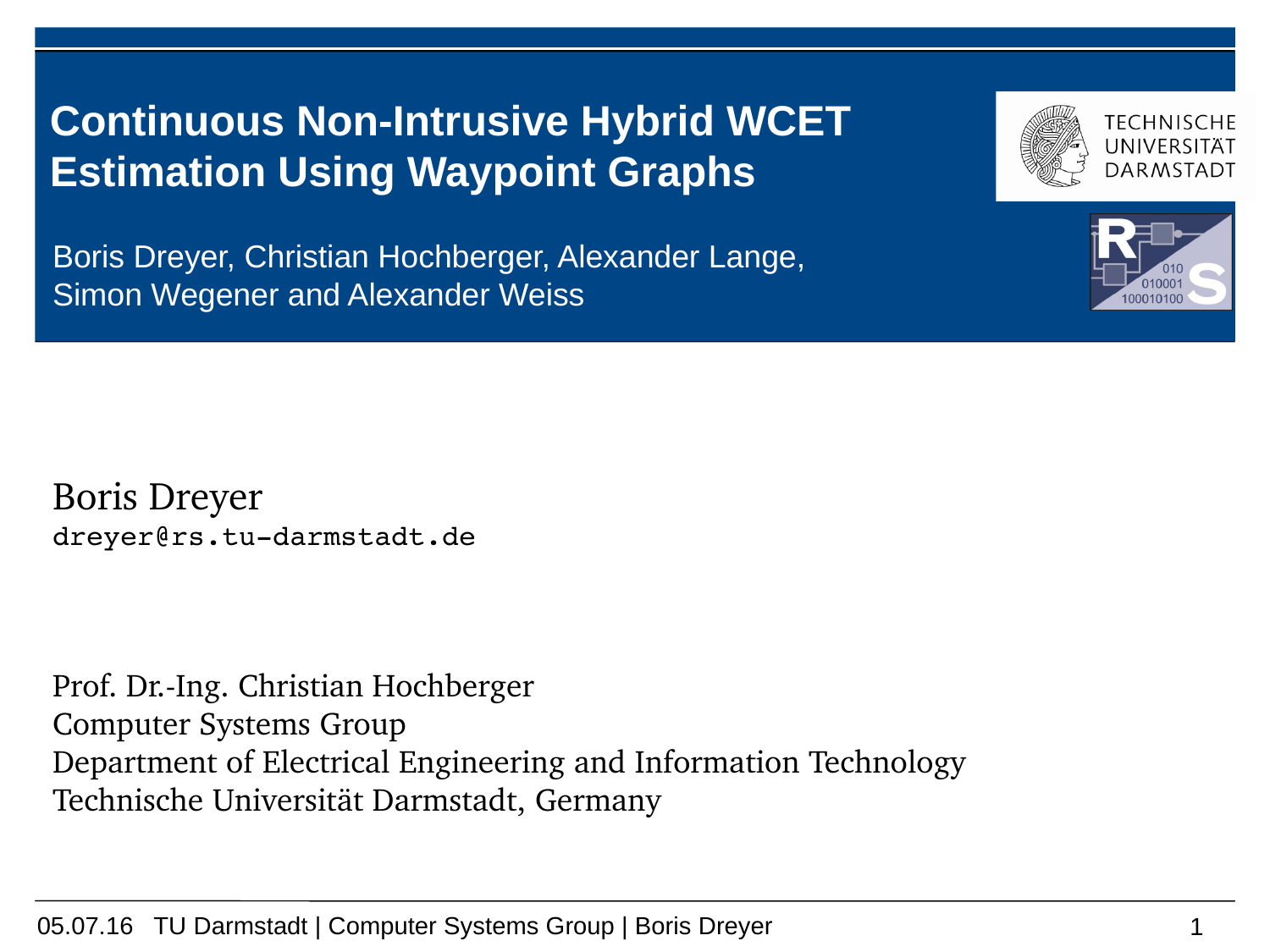# Continuous Non-Intrusive Hybrid WCET Estimation Using Waypoint Graphs

Boris Dreyer, Christian Hochberger, Alexander Lange, Simon Wegener and Alexander Weiss

Boris Dreyer
dreyer@rs.tu-darmstadt.de

Prof. Dr.-Ing. Christian Hochberger
Computer Systems Group
Department of Electrical Engineering and Information Technology
Technische Universität Darmstadt, Germany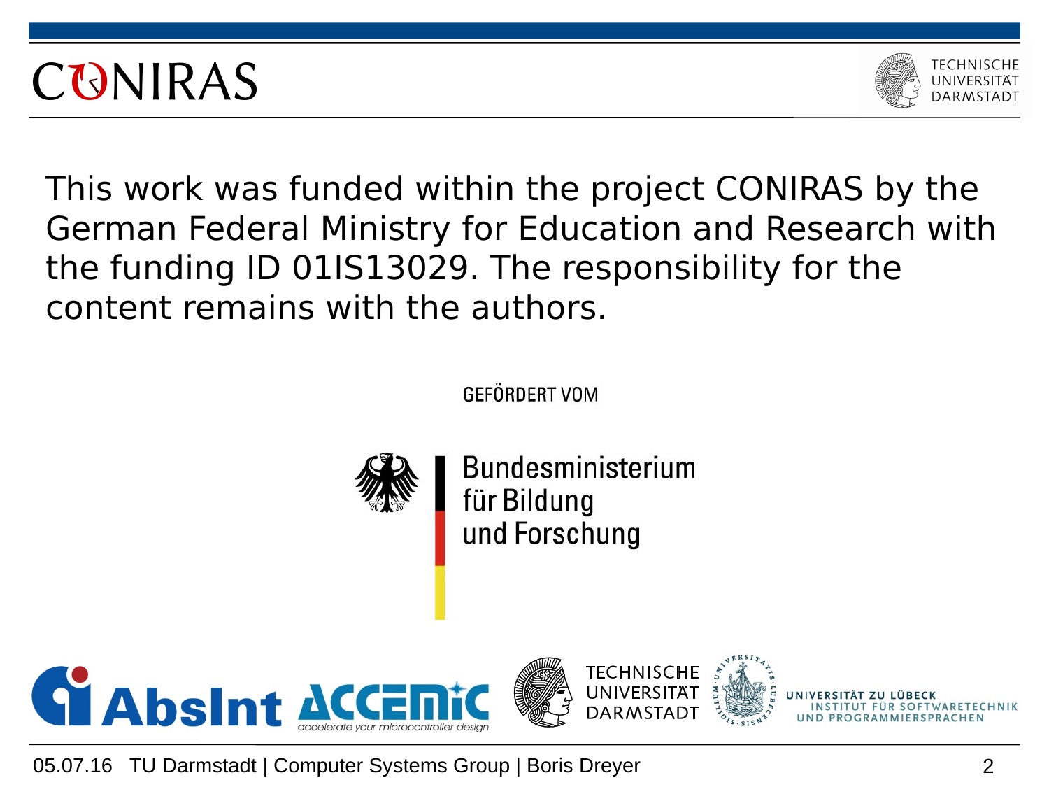This work was funded within the project CONIRAS by the German Federal Ministry for Education and Research with the funding ID 01IS13029. The responsibility for the content remains with the authors.

GEFÖRDERT VOM

Bundesministerium für Bildung und Forschung

AbsInt ACCEMIC accelerate your microcontroller design

TECHNISCHE UNIVERSITÄT DARMSTADT

UNIVERSITÄT ZU LÜBECK INSTITUT FÜR SOFTWARETECHNIK UND PROGRAMMIERSPRACHEN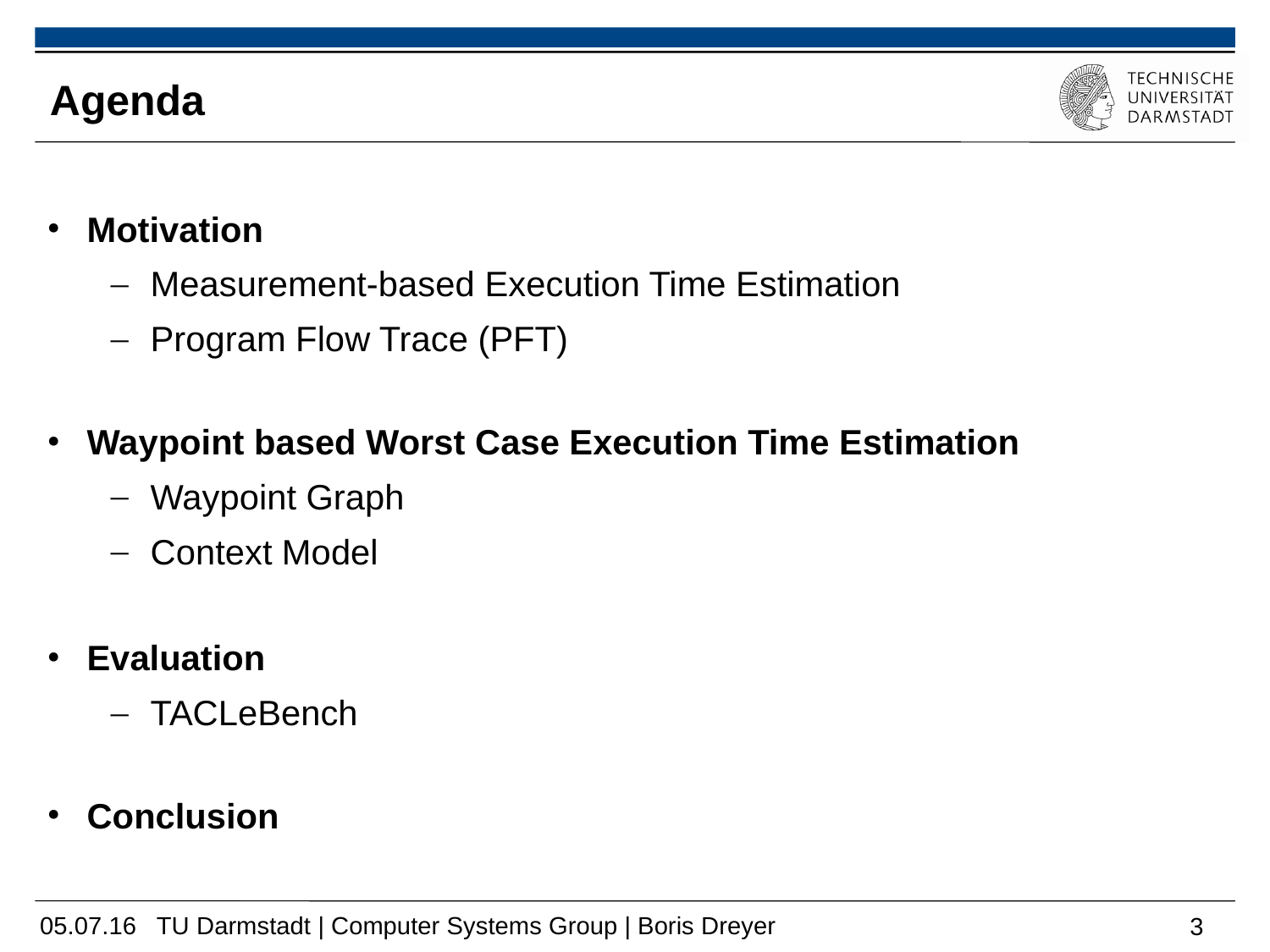# Agenda

- **Motivation**
  - Measurement-based Execution Time Estimation
  - Program Flow Trace (PFT)

- **Waypoint based Worst Case Execution Time Estimation**
  - Waypoint Graph
  - Context Model

- **Evaluation**
  - TACLeBench

- **Conclusion**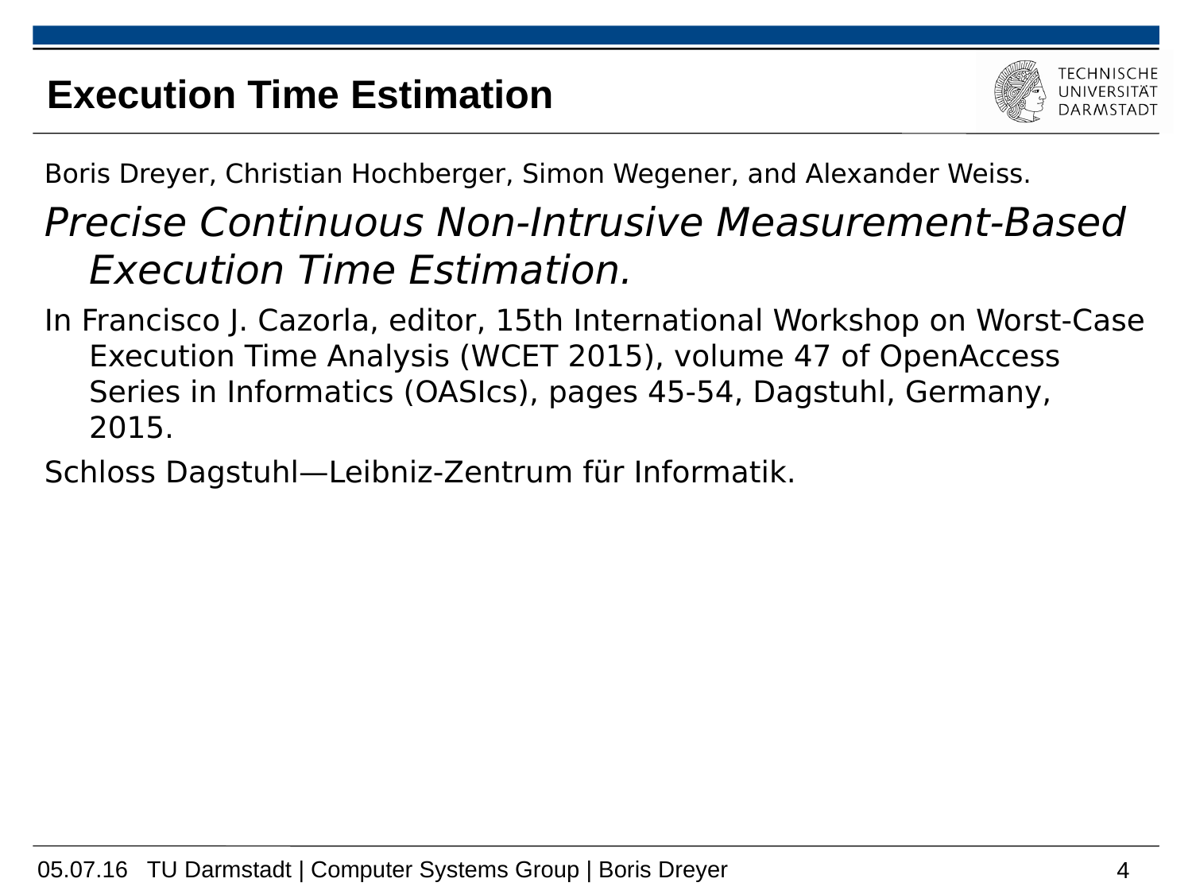# Execution Time Estimation

Boris Dreyer, Christian Hochberger, Simon Wegener, and Alexander Weiss.

*Precise Continuous Non-Intrusive Measurement-Based Execution Time Estimation.*

In Francisco J. Cazorla, editor, 15th International Workshop on Worst-Case Execution Time Analysis (WCET 2015), volume 47 of OpenAccess Series in Informatics (OASIcs), pages 45-54, Dagstuhl, Germany, 2015.

Schloss Dagstuhl—Leibniz-Zentrum für Informatik.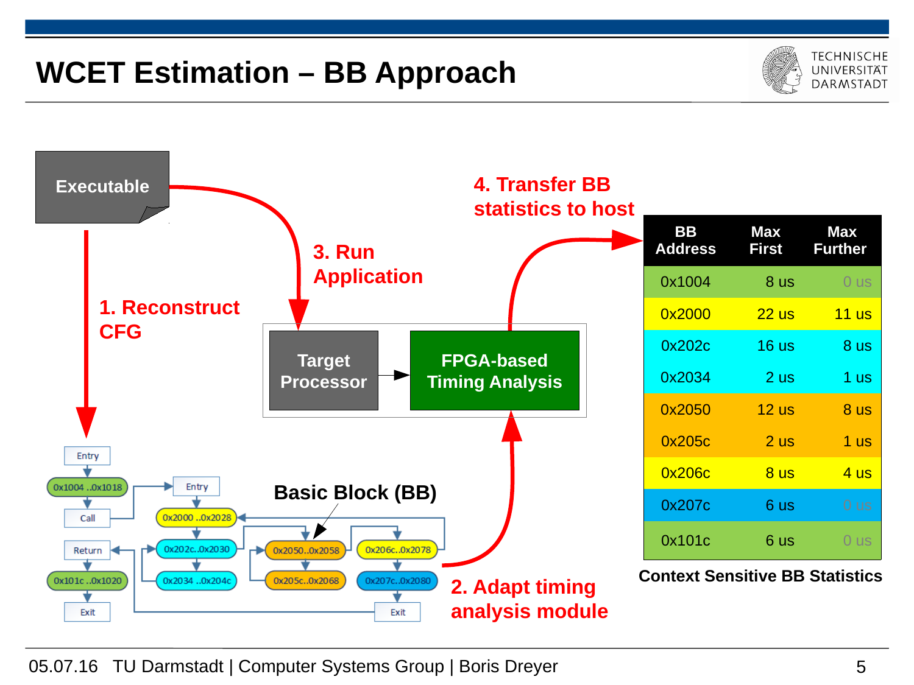# WCET Estimation – BB Approach

Executable

1. Reconstruct CFG

2. Adapt timing analysis module

3. Run Application

4. Transfer BB statistics to host

Target Processor → FPGA-based Timing Analysis

Basic Block (BB)

Entry → 0x1004 ..0x1018 → Call → Return → 0x101c ..0x1020 → Exit

Entry → 0x2000 ..0x2028 → 0x202c..0x2030 → 0x2034 ..0x204c → 0x2050..0x2058 → 0x205c..0x2068 → 0x206c..0x2078 → 0x207c..0x2080 → Exit

| BB Address | Max First | Max Further |
|---|---|---|
| 0x1004 | 8 us | 0 us |
| 0x2000 | 22 us | 11 us |
| 0x202c | 16 us | 8 us |
| 0x2034 | 2 us | 1 us |
| 0x2050 | 12 us | 8 us |
| 0x205c | 2 us | 1 us |
| 0x206c | 8 us | 4 us |
| 0x207c | 6 us | 0 us |
| 0x101c | 6 us | 0 us |

Context Sensitive BB Statistics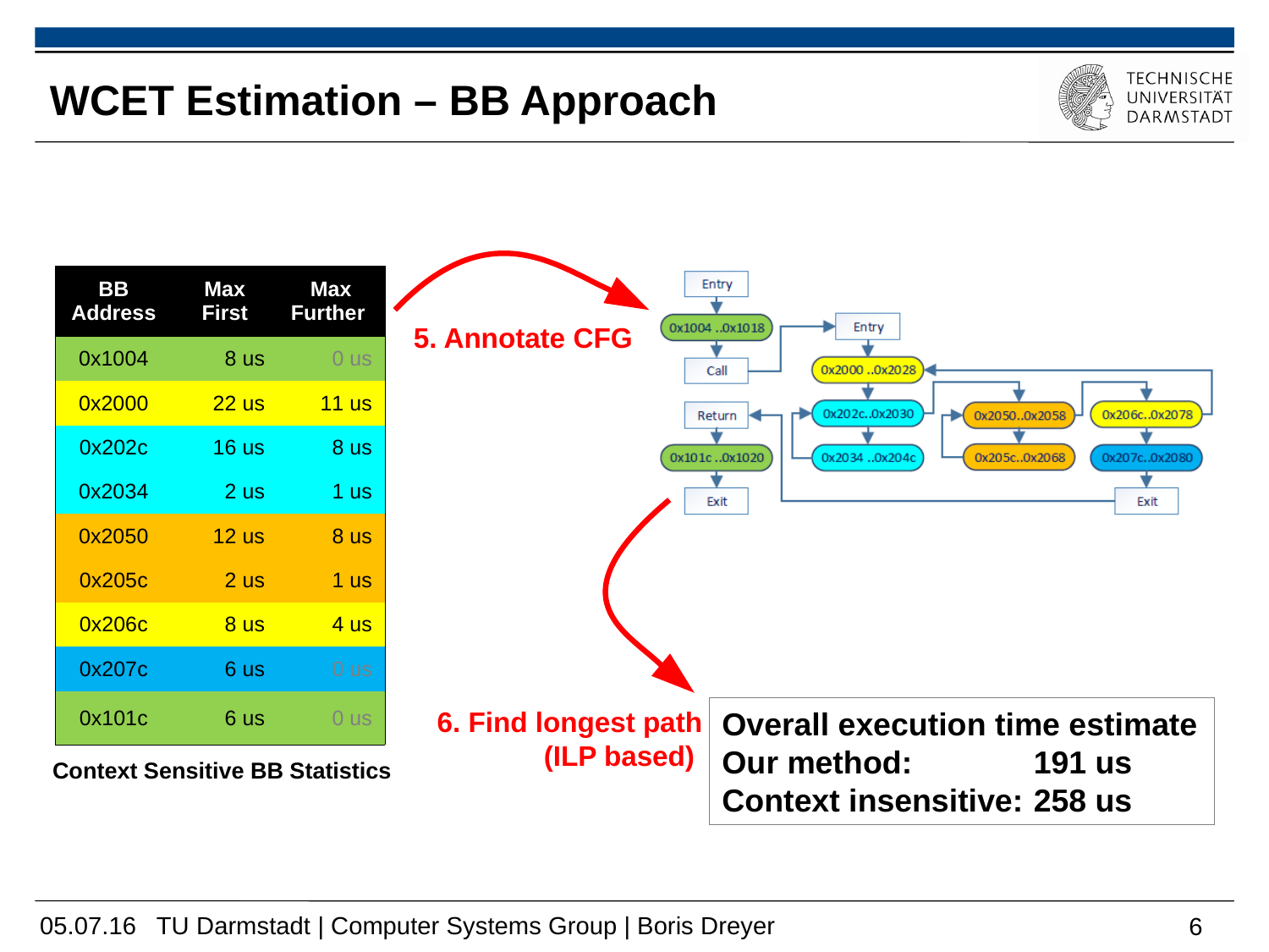# WCET Estimation – BB Approach

| BB Address | Max First | Max Further |
|---|---|---|
| 0x1004 | 8 us | 0 us |
| 0x2000 | 22 us | 11 us |
| 0x202c | 16 us | 8 us |
| 0x2034 | 2 us | 1 us |
| 0x2050 | 12 us | 8 us |
| 0x205c | 2 us | 1 us |
| 0x206c | 8 us | 4 us |
| 0x207c | 6 us | 0 us |
| 0x101c | 6 us | 0 us |

**Context Sensitive BB Statistics**

**5. Annotate CFG**

Entry → 0x1004 ..0x1018 → Call → Return → 0x101c ..0x1020 → Exit

Entry → 0x2000 ..0x2028 → 0x202c..0x2030 → 0x2034 ..0x204c → 0x2050..0x2058 → 0x205c..0x2068 → 0x206c..0x2078 → 0x207c..0x2080 → Exit

**6. Find longest path (ILP based)**

**Overall execution time estimate**
**Our method: 191 us**
**Context insensitive: 258 us**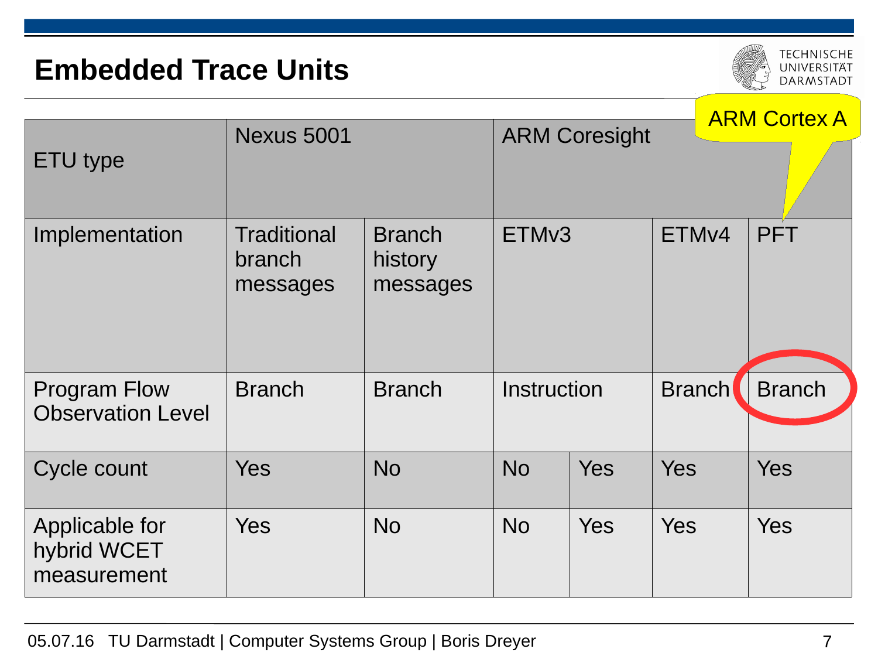# Embedded Trace Units

ARM Cortex A

| ETU type | Nexus 5001 | | ARM Coresight | | | |
|---|---|---|---|---|---|---|
| Implementation | Traditional branch messages | Branch history messages | ETMv3 | | ETMv4 | PFT |
| Program Flow Observation Level | Branch | Branch | Instruction | | Branch | Branch |
| Cycle count | Yes | No | No | Yes | Yes | Yes |
| Applicable for hybrid WCET measurement | Yes | No | No | Yes | Yes | Yes |

05.07.16 TU Darmstadt | Computer Systems Group | Boris Dreyer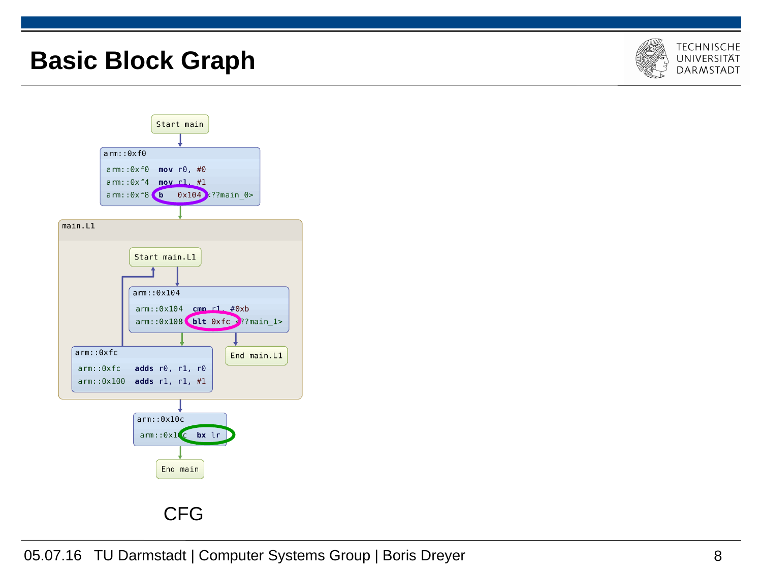# Basic Block Graph

```
Start main

arm::0xf0
  arm::0xf0   mov r0, #0
  arm::0xf4   mov r1, #1
  arm::0xf8   b   0x104 <??main_0>

main.L1
  Start main.L1

  arm::0x104
    arm::0x104   cmp r1, #0xb
    arm::0x108   blt 0xfc <??main_1>

  arm::0xfc
    arm::0xfc    adds r0, r1, r0
    arm::0x100   adds r1, r1, #1

  End main.L1

arm::0x10c
  arm::0x10c   bx lr

End main
```

CFG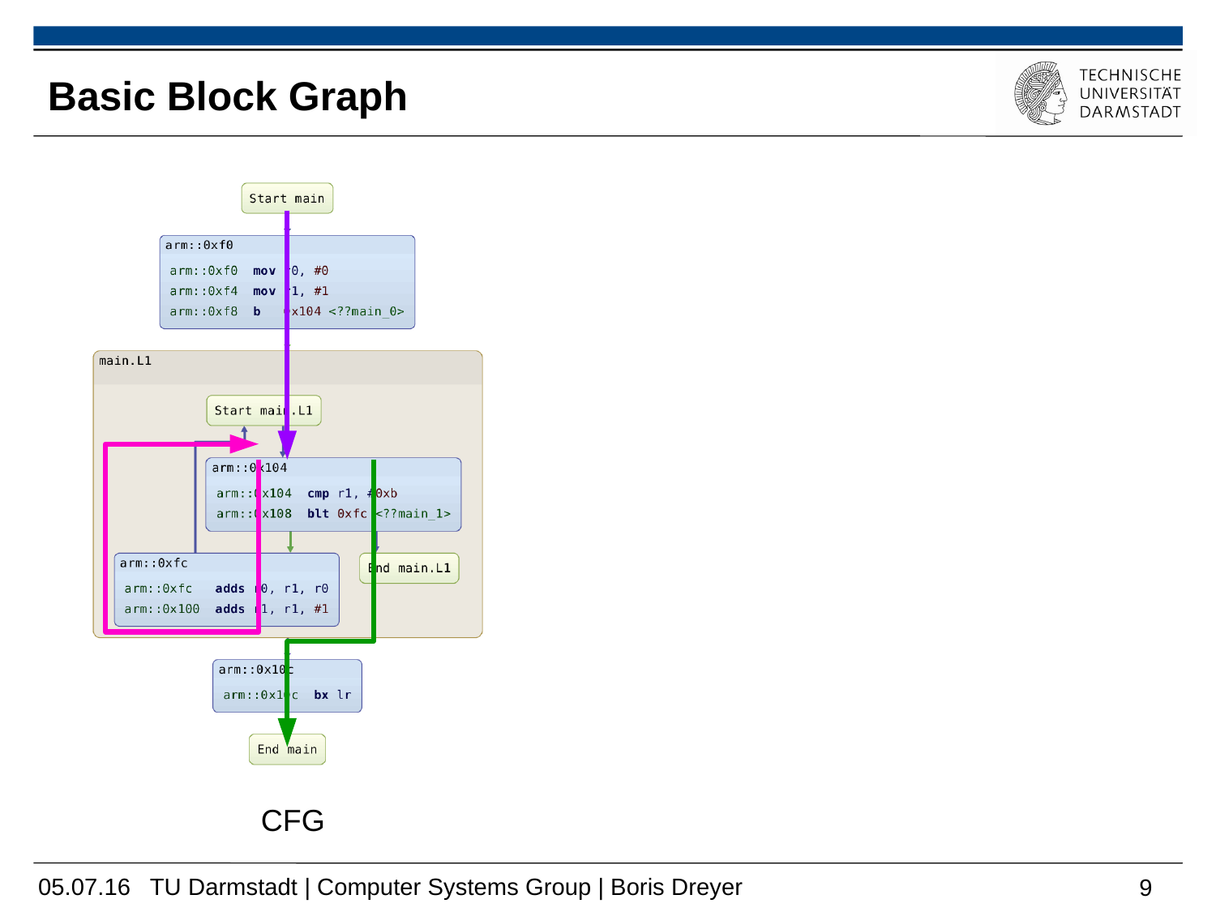# Basic Block Graph

```
Start main

arm::0xf0
  arm::0xf0   mov r0, #0
  arm::0xf4   mov r1, #1
  arm::0xf8   b   0x104 <??main_0>

main.L1
  Start main.L1

  arm::0x104
    arm::0x104   cmp r1, #0xb
    arm::0x108   blt 0xfc <??main_1>

  arm::0xfc
    arm::0xfc    adds r0, r1, r0
    arm::0x100   adds r1, r1, #1

  End main.L1

arm::0x10c
  arm::0x10c   bx lr

End main
```

CFG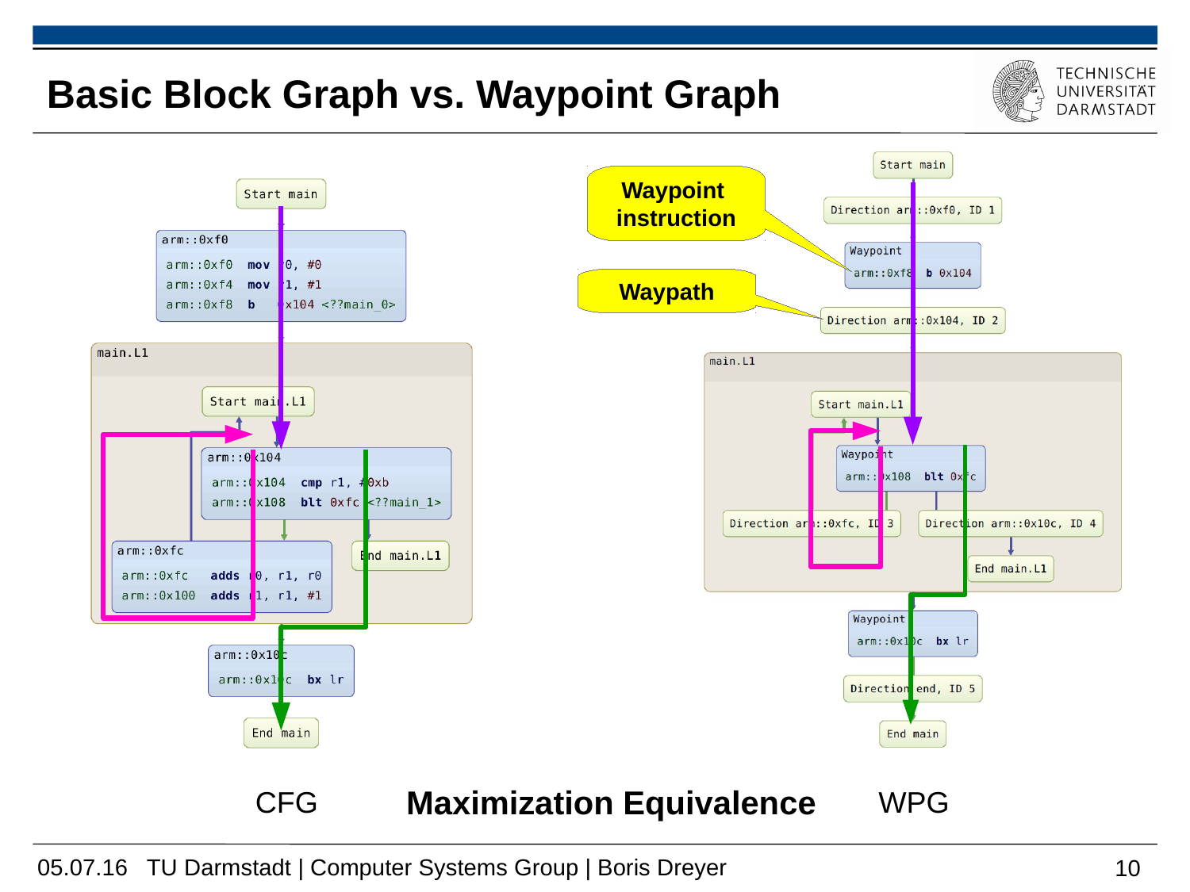# Basic Block Graph vs. Waypoint Graph

```
Start main

arm::0xf0
  arm::0xf0  mov  r0, #0
  arm::0xf4  mov  r1, #1
  arm::0xf8  b    0x104 <??main_0>

main.L1
  Start main.L1

  arm::0x104
    arm::0x104  cmp  r1, #0xb
    arm::0x108  blt  0xfc <??main_1>

  arm::0xfc
    arm::0xfc   adds r0, r1, r0
    arm::0x100  adds r1, r1, #1

  End main.L1

arm::0x10c
  arm::0x10c  bx  lr

End main
```

```
Start main
Direction arm::0xf0, ID 1
Waypoint
  arm::0xf8  b 0x104
Direction arm::0x104, ID 2

main.L1
  Start main.L1
  Waypoint
    arm::0x108  blt 0xfc
  Direction arm::0xfc, ID 3
  Direction arm::0x10c, ID 4
  End main.L1

Waypoint
  arm::0x10c  bx lr
Direction end, ID 5
End main
```

Waypoint instruction

Waypath

CFG **Maximization Equivalence** WPG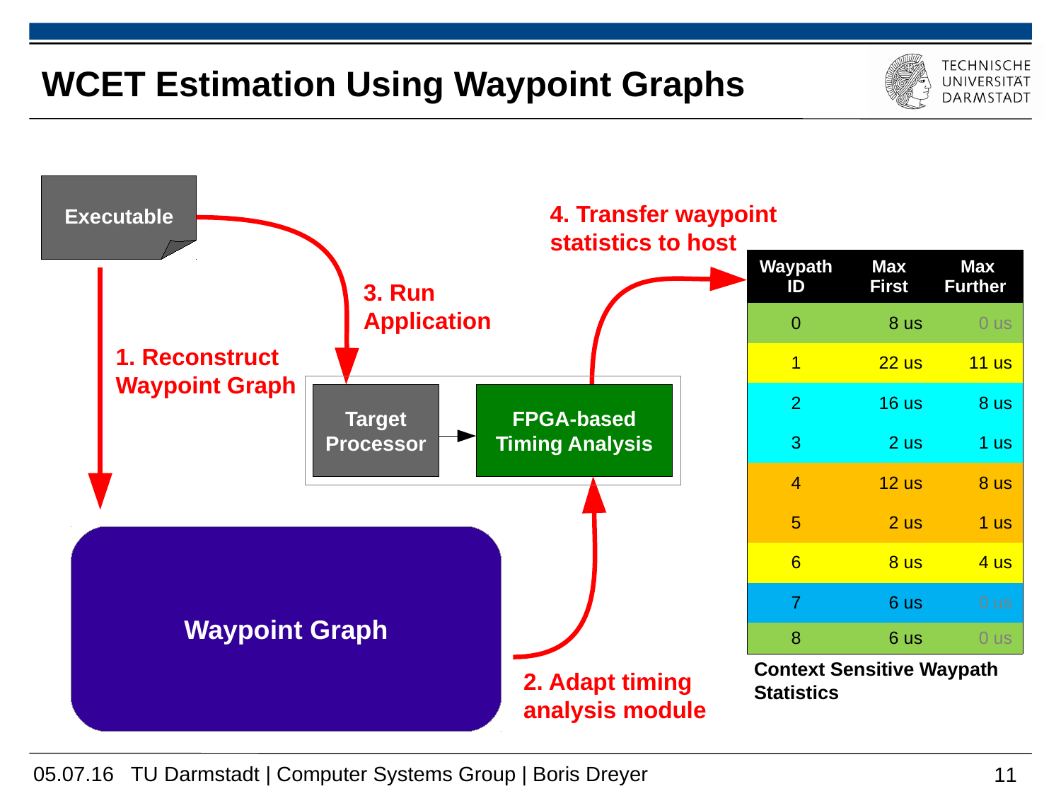# WCET Estimation Using Waypoint Graphs

Executable

1. Reconstruct Waypoint Graph

Waypoint Graph

2. Adapt timing analysis module

3. Run Application

Target Processor

FPGA-based Timing Analysis

4. Transfer waypoint statistics to host

| Waypath ID | Max First | Max Further |
|---|---|---|
| 0 | 8 us | 0 us |
| 1 | 22 us | 11 us |
| 2 | 16 us | 8 us |
| 3 | 2 us | 1 us |
| 4 | 12 us | 8 us |
| 5 | 2 us | 1 us |
| 6 | 8 us | 4 us |
| 7 | 6 us | 0 us |
| 8 | 6 us | 0 us |

**Context Sensitive Waypath Statistics**

05.07.16 TU Darmstadt | Computer Systems Group | Boris Dreyer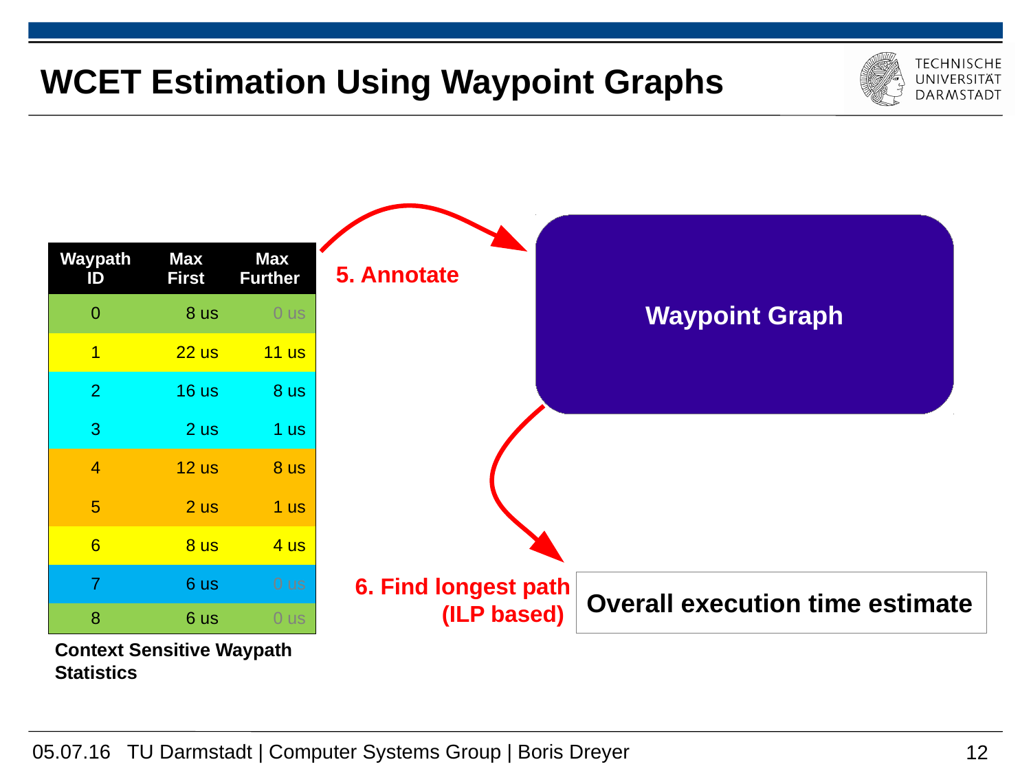# WCET Estimation Using Waypoint Graphs

| Waypath ID | Max First | Max Further |
|---|---|---|
| 0 | 8 us | 0 us |
| 1 | 22 us | 11 us |
| 2 | 16 us | 8 us |
| 3 | 2 us | 1 us |
| 4 | 12 us | 8 us |
| 5 | 2 us | 1 us |
| 6 | 8 us | 4 us |
| 7 | 6 us | 0 us |
| 8 | 6 us | 0 us |

**Context Sensitive Waypath Statistics**

**5. Annotate**

**Waypoint Graph**

**6. Find longest path (ILP based)**

**Overall execution time estimate**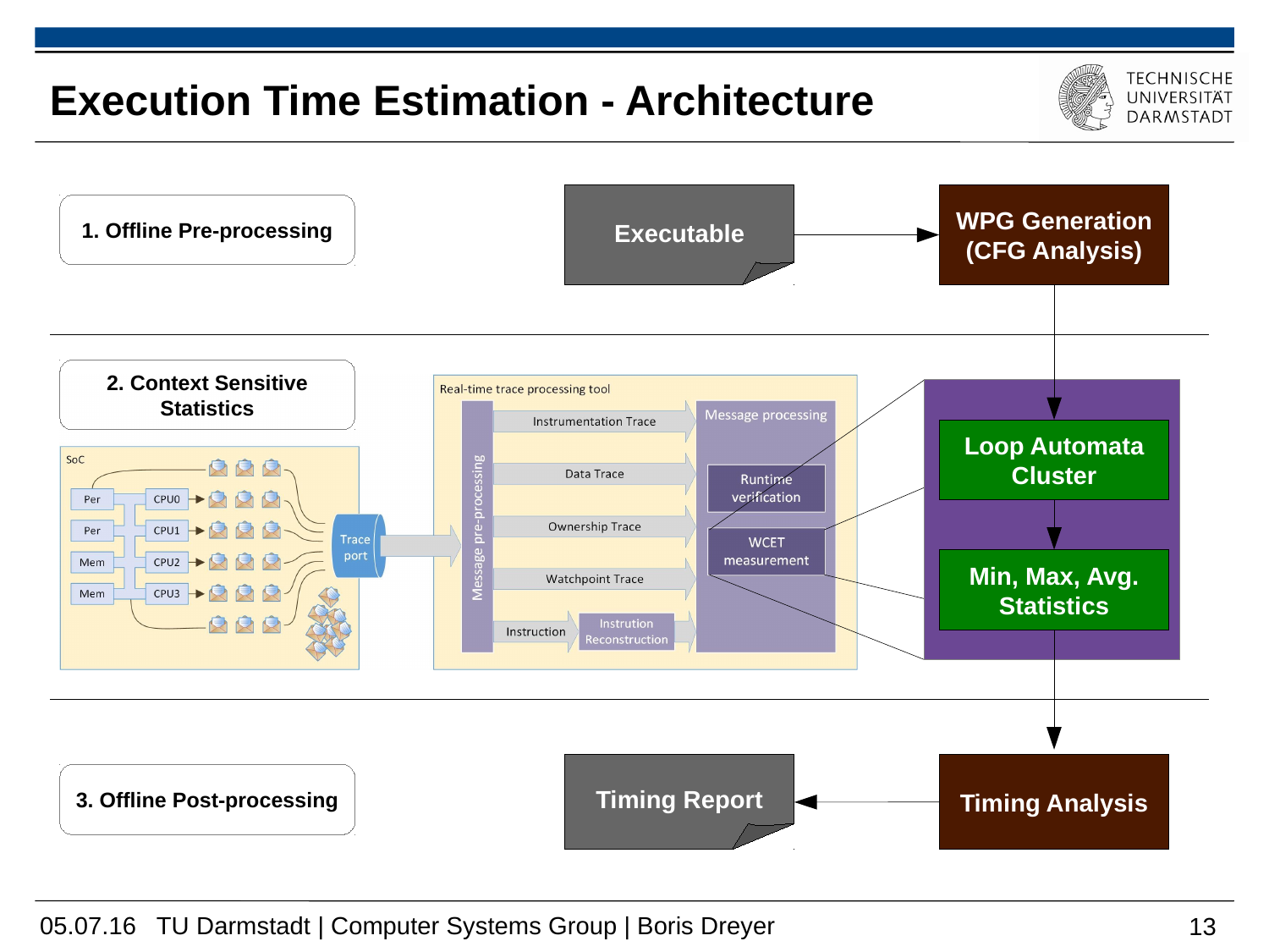# Execution Time Estimation - Architecture

**1. Offline Pre-processing**

Executable → WPG Generation (CFG Analysis)

**2. Context Sensitive Statistics**

SoC: Per, Per, Mem, Mem, CPU0, CPU1, CPU2, CPU3 → Trace port

Real-time trace processing tool

Message pre-processing: Instrumentation Trace, Data Trace, Ownership Trace, Watchpoint Trace, Instruction → Instrution Reconstruction

Message processing: Runtime verification, WCET measurement

Loop Automata Cluster → Min, Max, Avg. Statistics

**3. Offline Post-processing**

Timing Analysis → Timing Report

05.07.16 TU Darmstadt | Computer Systems Group | Boris Dreyer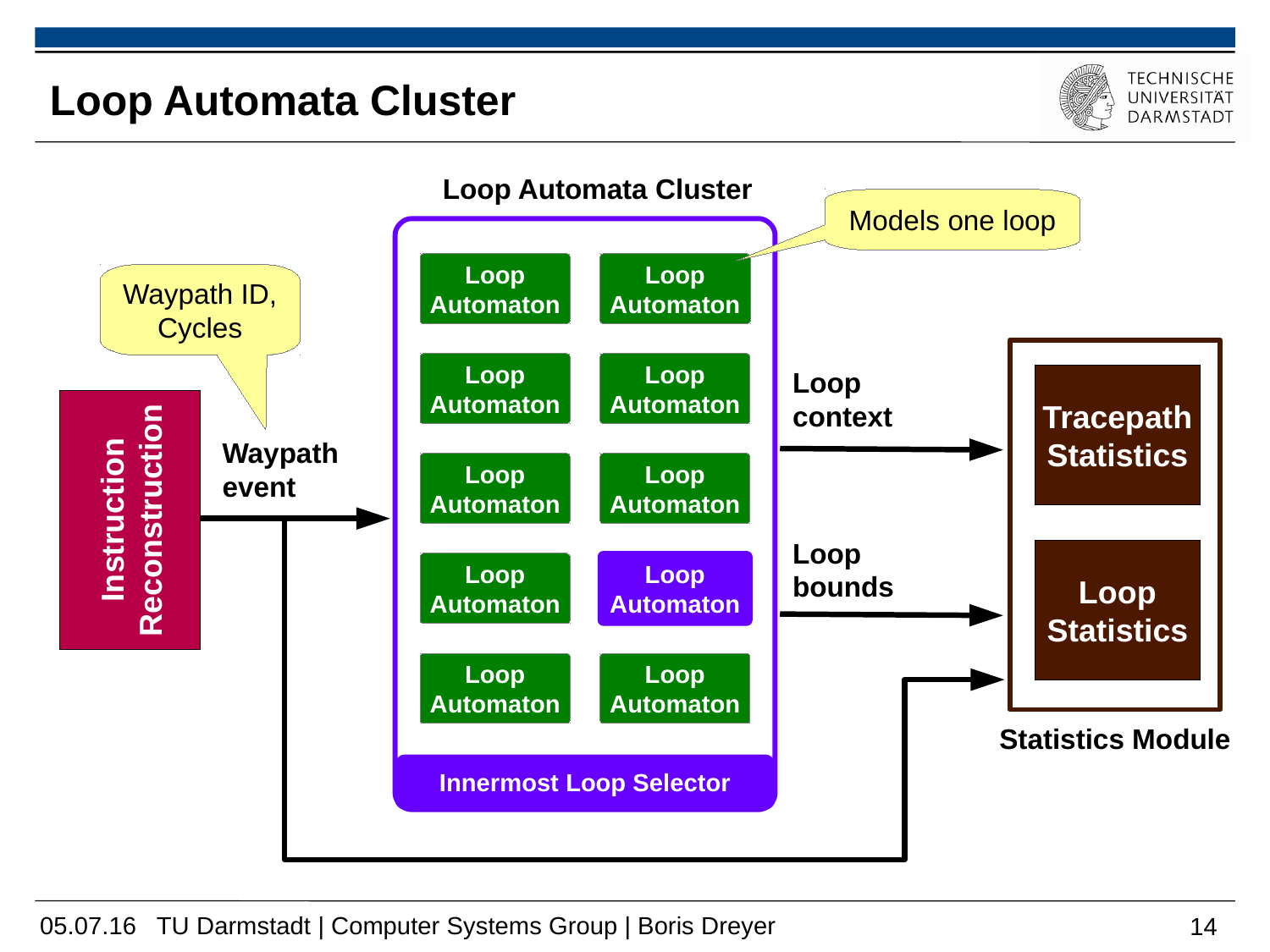# Loop Automata Cluster

Loop Automata Cluster

Models one loop

Waypath ID, Cycles

Instruction Reconstruction

Waypath event

| Loop Automaton | Loop Automaton |
|---|---|
| Loop Automaton | Loop Automaton |
| Loop Automaton | Loop Automaton |
| Loop Automaton | Loop Automaton |
| Loop Automaton | Loop Automaton |

Innermost Loop Selector

Loop context

Loop bounds

Tracepath Statistics

Loop Statistics

Statistics Module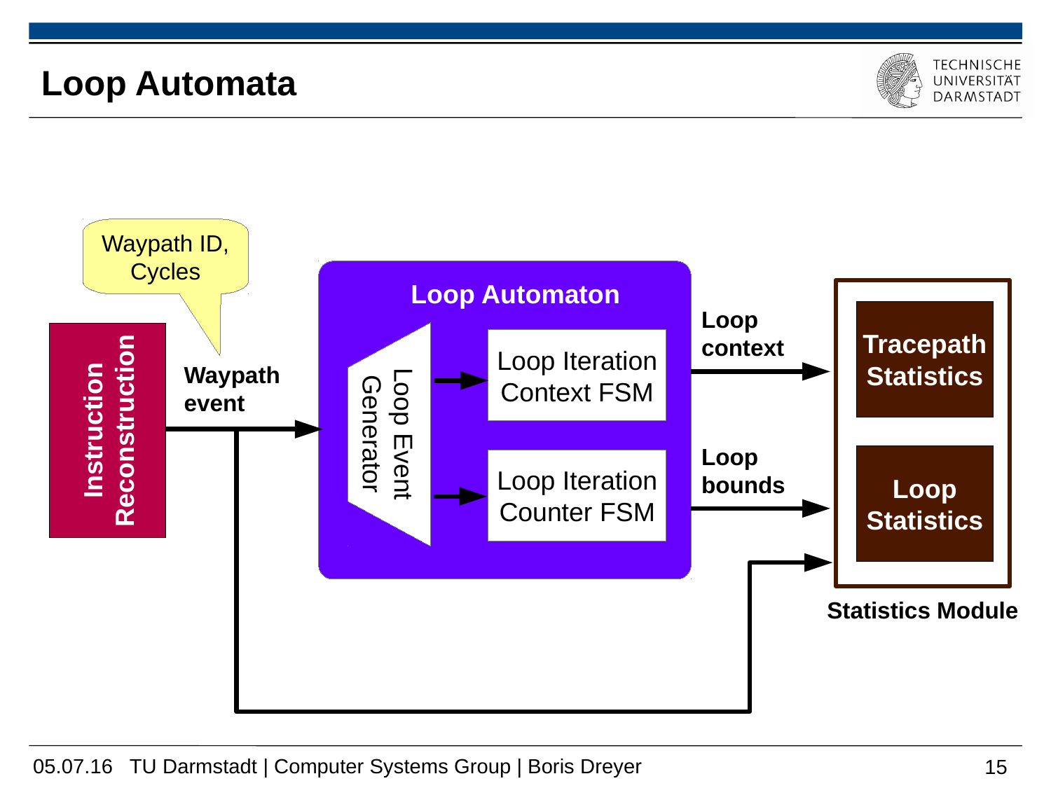# Loop Automata

Waypath ID, Cycles

Instruction Reconstruction

Waypath event

Loop Automaton

Loop Event Generator

Loop Iteration Context FSM

Loop Iteration Counter FSM

Loop context

Loop bounds

Tracepath Statistics

Loop Statistics

Statistics Module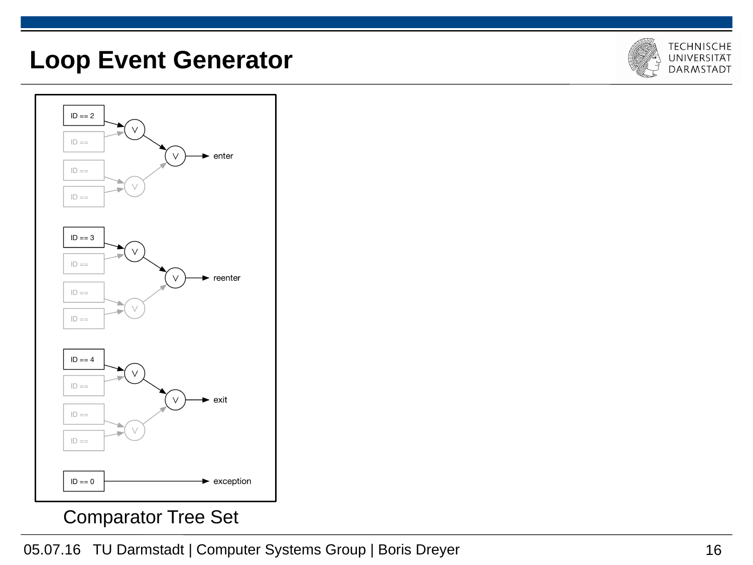# Loop Event Generator

ID == 2
ID ==
ID ==
ID ==
enter

ID == 3
ID ==
ID ==
ID ==
reenter

ID == 4
ID ==
ID ==
ID ==
exit

ID == 0
exception

Comparator Tree Set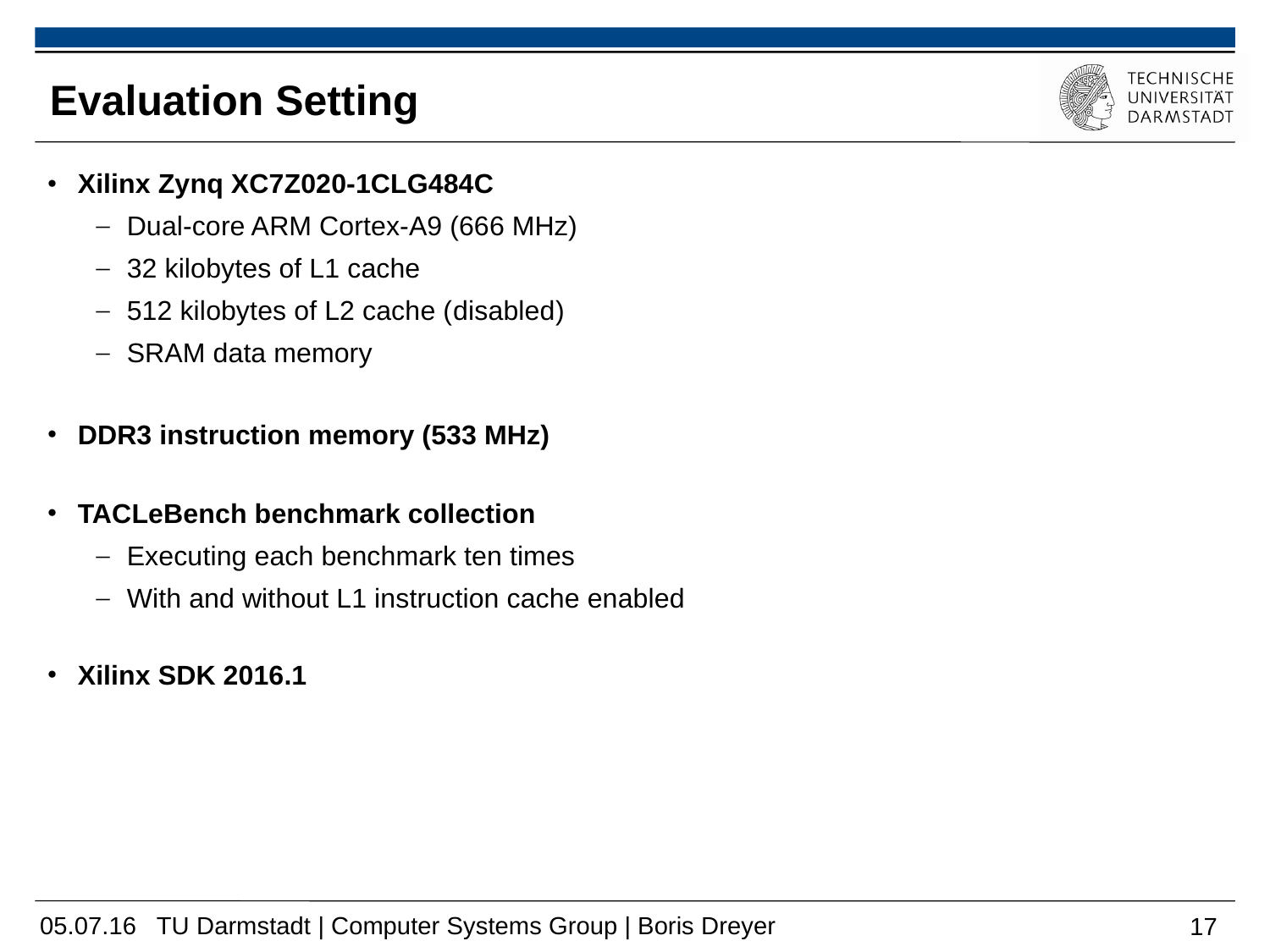# Evaluation Setting

- **Xilinx Zynq XC7Z020-1CLG484C**
  - Dual-core ARM Cortex-A9 (666 MHz)
  - 32 kilobytes of L1 cache
  - 512 kilobytes of L2 cache (disabled)
  - SRAM data memory

- **DDR3 instruction memory (533 MHz)**

- **TACLeBench benchmark collection**
  - Executing each benchmark ten times
  - With and without L1 instruction cache enabled

- **Xilinx SDK 2016.1**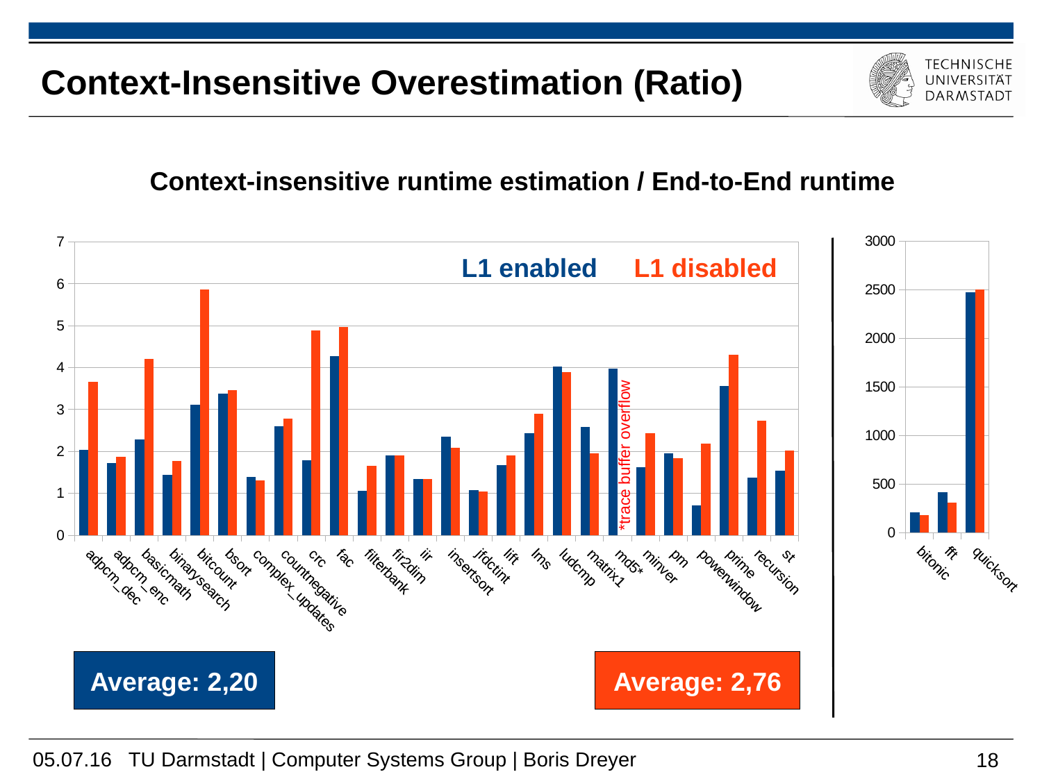# Context-Insensitive Overestimation (Ratio)

**Context-insensitive runtime estimation / End-to-End runtime**

**L1 enabled** **L1 disabled**

*trace buffer overflow

**Average: 2,20**

**Average: 2,76**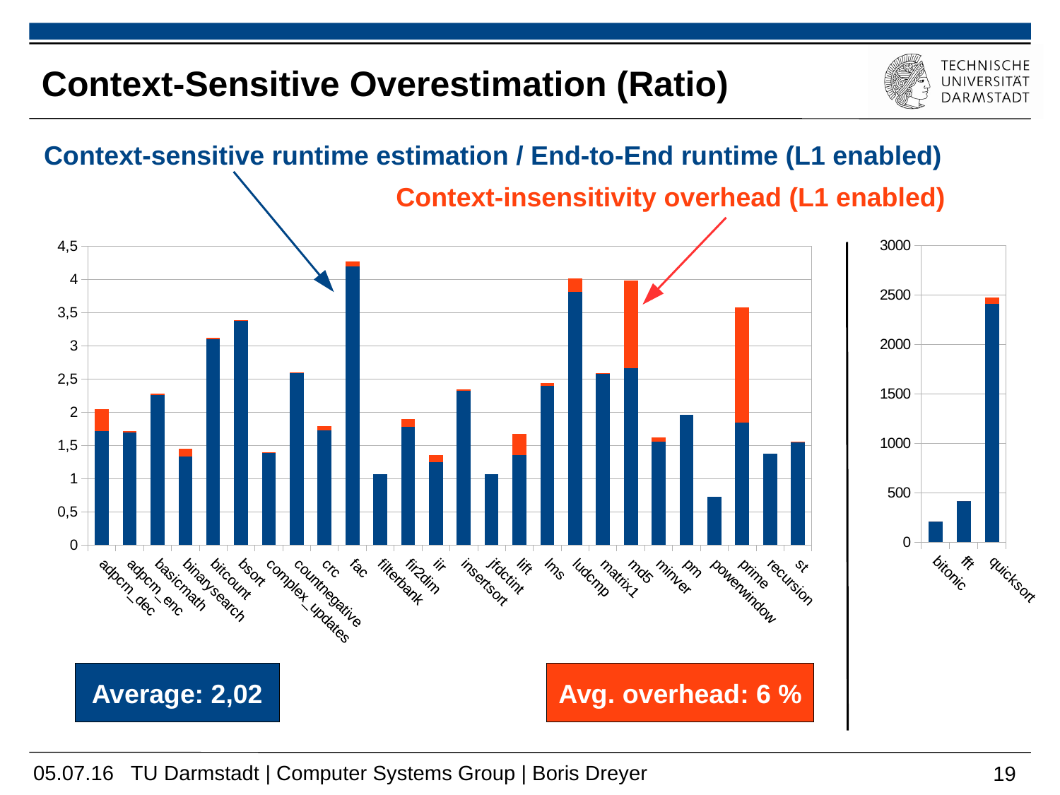# Context-Sensitive Overestimation (Ratio)

**Context-sensitive runtime estimation / End-to-End runtime (L1 enabled)**

**Context-insensitivity overhead (L1 enabled)**

**Average: 2,02**

**Avg. overhead: 6 %**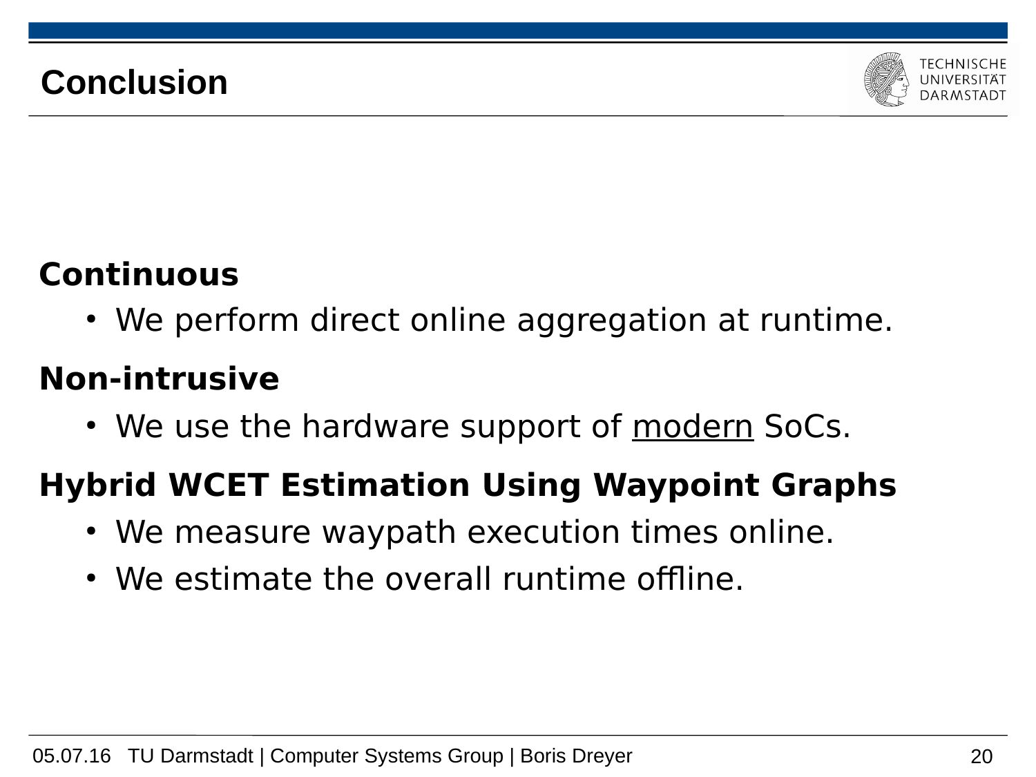# Conclusion

**Continuous**

- We perform direct online aggregation at runtime.

**Non-intrusive**

- We use the hardware support of <u>modern</u> SoCs.

**Hybrid WCET Estimation Using Waypoint Graphs**

- We measure waypath execution times online.
- We estimate the overall runtime offline.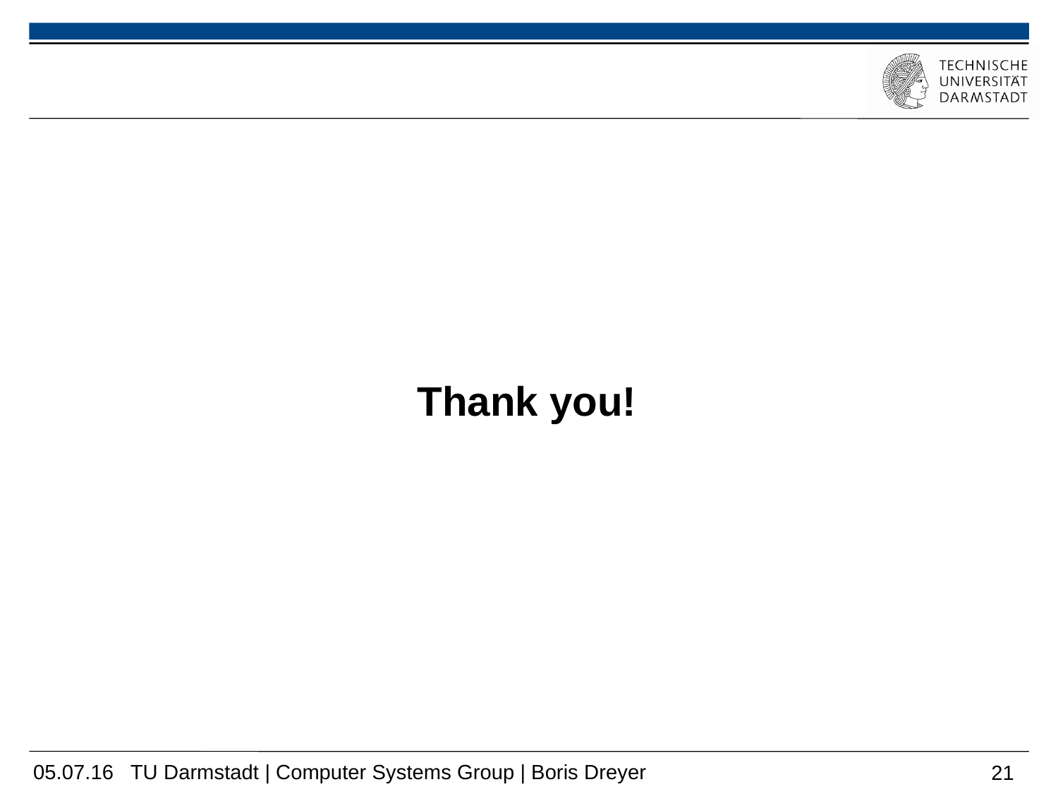**Thank you!**